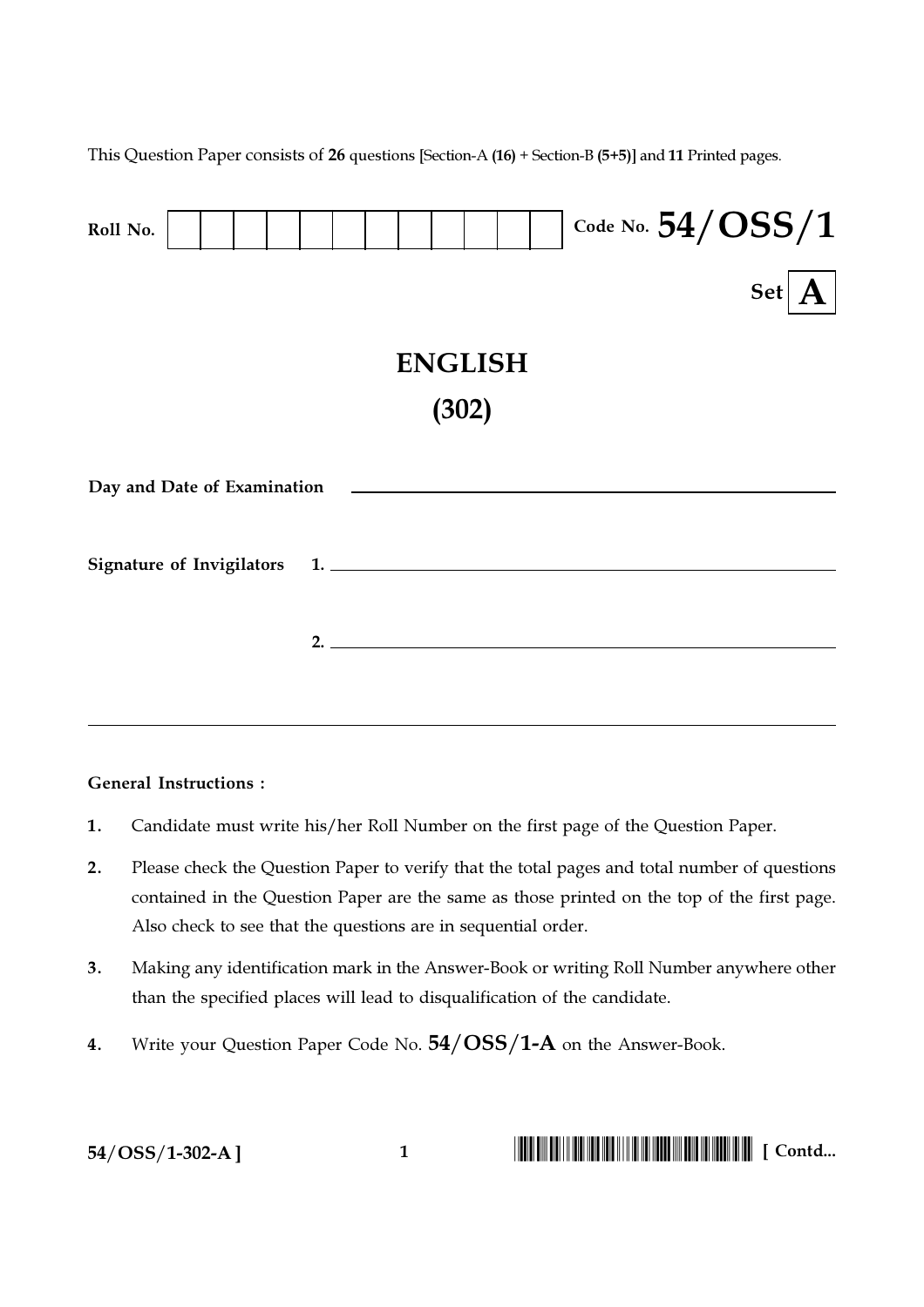This Question Paper consists of **26** questions [Section-A **(16)** + Section-B **(5+5)**] and **11** Printed pages.

**Roll No.** | | | | | | | | | | | | |

**Code No. 54/OSS/1**

**Set A**

# ENGLISH

# (302)

**Day and Date of Examination** ______________________________

**Signature of Invigilators** **1.** ______________________________

**2.** ______________________________

---

**General Instructions :**

1. Candidate must write his/her Roll Number on the first page of the Question Paper.
2. Please check the Question Paper to verify that the total pages and total number of questions contained in the Question Paper are the same as those printed on the top of the first page. Also check to see that the questions are in sequential order.
3. Making any identification mark in the Answer-Book or writing Roll Number anywhere other than the specified places will lead to disqualification of the candidate.
4. Write your Question Paper Code No. **54/OSS/1-A** on the Answer-Book.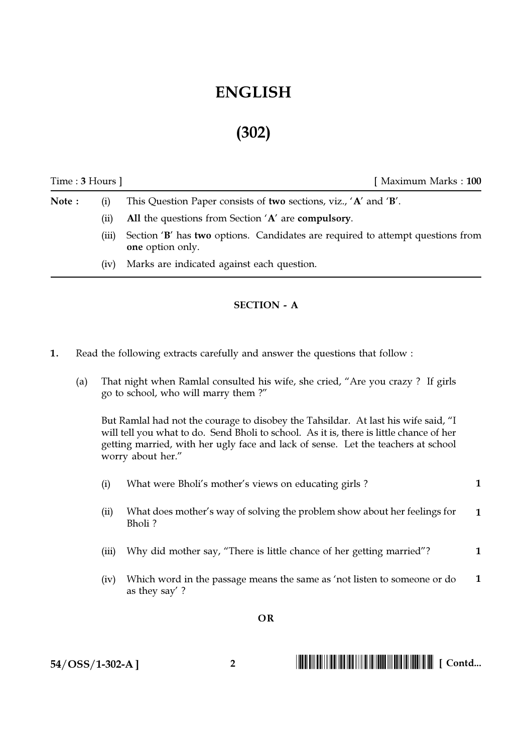# ENGLISH

# (302)

Time : **3** Hours ] [ Maximum Marks : **100**

**Note :**

(i) This Question Paper consists of **two** sections, viz., '**A**' and '**B**'.

(ii) **All** the questions from Section '**A**' are **compulsory**.

(iii) Section '**B**' has **two** options. Candidates are required to attempt questions from **one** option only.

(iv) Marks are indicated against each question.

## SECTION - A

**1.** Read the following extracts carefully and answer the questions that follow :

(a) That night when Ramlal consulted his wife, she cried, "Are you crazy ? If girls go to school, who will marry them ?"

But Ramlal had not the courage to disobey the Tahsildar. At last his wife said, "I will tell you what to do. Send Bholi to school. As it is, there is little chance of her getting married, with her ugly face and lack of sense. Let the teachers at school worry about her."

(i) What were Bholi's mother's views on educating girls ? **1**

(ii) What does mother's way of solving the problem show about her feelings for Bholi ? **1**

(iii) Why did mother say, "There is little chance of her getting married"? **1**

(iv) Which word in the passage means the same as 'not listen to someone or do as they say' ? **1**

**OR**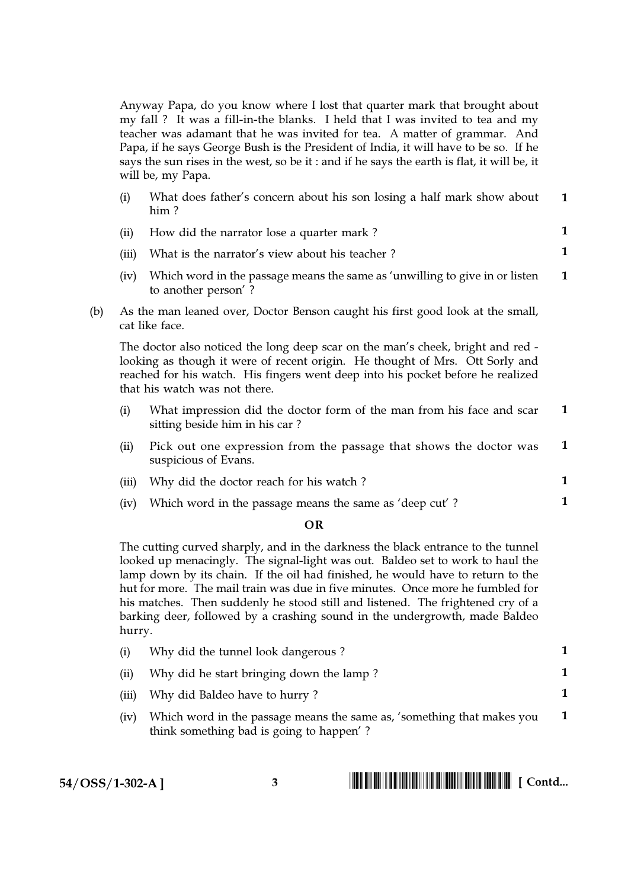Anyway Papa, do you know where I lost that quarter mark that brought about my fall ? It was a fill-in-the blanks. I held that I was invited to tea and my teacher was adamant that he was invited for tea. A matter of grammar. And Papa, if he says George Bush is the President of India, it will have to be so. If he says the sun rises in the west, so be it : and if he says the earth is flat, it will be, it will be, my Papa.

(i) What does father's concern about his son losing a half mark show about him ? **1**

(ii) How did the narrator lose a quarter mark ? **1**

(iii) What is the narrator's view about his teacher ? **1**

(iv) Which word in the passage means the same as 'unwilling to give in or listen to another person' ? **1**

(b) As the man leaned over, Doctor Benson caught his first good look at the small, cat like face.

The doctor also noticed the long deep scar on the man's cheek, bright and red - looking as though it were of recent origin. He thought of Mrs. Ott Sorly and reached for his watch. His fingers went deep into his pocket before he realized that his watch was not there.

(i) What impression did the doctor form of the man from his face and scar sitting beside him in his car ? **1**

(ii) Pick out one expression from the passage that shows the doctor was suspicious of Evans. **1**

(iii) Why did the doctor reach for his watch ? **1**

(iv) Which word in the passage means the same as 'deep cut' ? **1**

**OR**

The cutting curved sharply, and in the darkness the black entrance to the tunnel looked up menacingly. The signal-light was out. Baldeo set to work to haul the lamp down by its chain. If the oil had finished, he would have to return to the hut for more. The mail train was due in five minutes. Once more he fumbled for his matches. Then suddenly he stood still and listened. The frightened cry of a barking deer, followed by a crashing sound in the undergrowth, made Baldeo hurry.

(i) Why did the tunnel look dangerous ? **1**

(ii) Why did he start bringing down the lamp ? **1**

(iii) Why did Baldeo have to hurry ? **1**

(iv) Which word in the passage means the same as, 'something that makes you think something bad is going to happen' ? **1**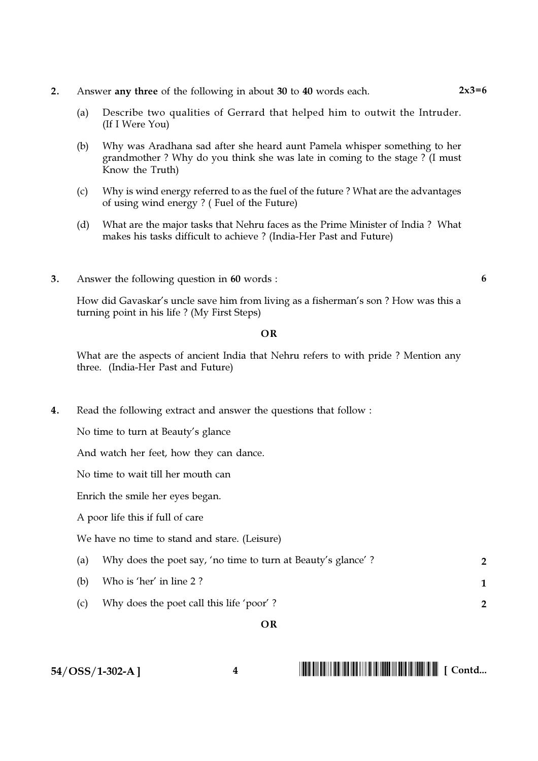**2.** Answer **any three** of the following in about **30** to **40** words each. **2x3=6**

(a) Describe two qualities of Gerrard that helped him to outwit the Intruder. (If I Were You)

(b) Why was Aradhana sad after she heard aunt Pamela whisper something to her grandmother ? Why do you think she was late in coming to the stage ? (I must Know the Truth)

(c) Why is wind energy referred to as the fuel of the future ? What are the advantages of using wind energy ? ( Fuel of the Future)

(d) What are the major tasks that Nehru faces as the Prime Minister of India ? What makes his tasks difficult to achieve ? (India-Her Past and Future)

**3.** Answer the following question in **60** words : **6**

How did Gavaskar's uncle save him from living as a fisherman's son ? How was this a turning point in his life ? (My First Steps)

**OR**

What are the aspects of ancient India that Nehru refers to with pride ? Mention any three. (India-Her Past and Future)

**4.** Read the following extract and answer the questions that follow :

No time to turn at Beauty's glance

And watch her feet, how they can dance.

No time to wait till her mouth can

Enrich the smile her eyes began.

A poor life this if full of care

We have no time to stand and stare. (Leisure)

(a) Why does the poet say, 'no time to turn at Beauty's glance' ? **2**

(b) Who is 'her' in line 2 ? **1**

(c) Why does the poet call this life 'poor' ? **2**

**OR**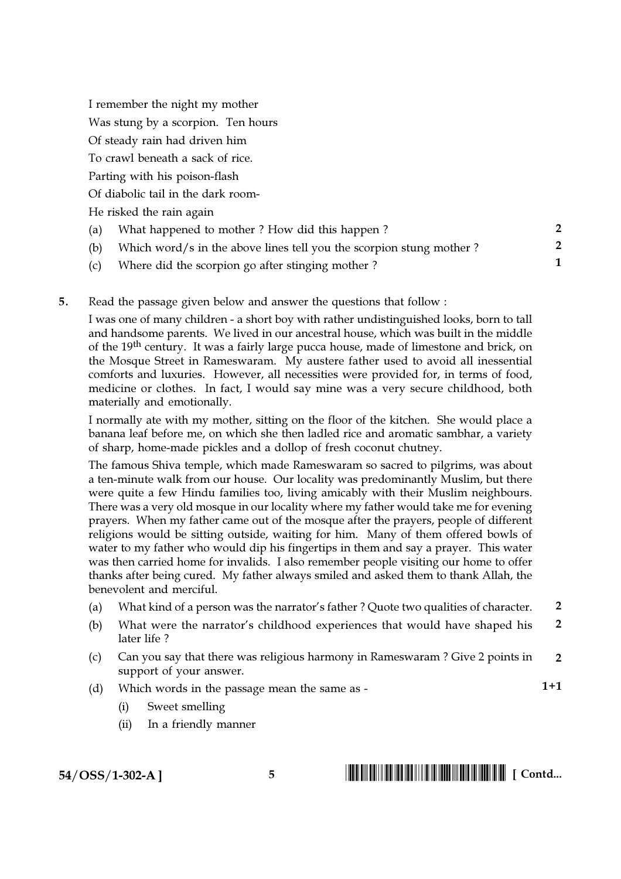I remember the night my mother

Was stung by a scorpion. Ten hours

Of steady rain had driven him

To crawl beneath a sack of rice.

Parting with his poison-flash

Of diabolic tail in the dark room-

He risked the rain again

(a) What happened to mother ? How did this happen ? **2**

(b) Which word/s in the above lines tell you the scorpion stung mother ? **2**

(c) Where did the scorpion go after stinging mother ? **1**

**5.** Read the passage given below and answer the questions that follow :

I was one of many children - a short boy with rather undistinguished looks, born to tall and handsome parents. We lived in our ancestral house, which was built in the middle of the 19th century. It was a fairly large pucca house, made of limestone and brick, on the Mosque Street in Rameswaram. My austere father used to avoid all inessential comforts and luxuries. However, all necessities were provided for, in terms of food, medicine or clothes. In fact, I would say mine was a very secure childhood, both materially and emotionally.

I normally ate with my mother, sitting on the floor of the kitchen. She would place a banana leaf before me, on which she then ladled rice and aromatic sambhar, a variety of sharp, home-made pickles and a dollop of fresh coconut chutney.

The famous Shiva temple, which made Rameswaram so sacred to pilgrims, was about a ten-minute walk from our house. Our locality was predominantly Muslim, but there were quite a few Hindu families too, living amicably with their Muslim neighbours. There was a very old mosque in our locality where my father would take me for evening prayers. When my father came out of the mosque after the prayers, people of different religions would be sitting outside, waiting for him. Many of them offered bowls of water to my father who would dip his fingertips in them and say a prayer. This water was then carried home for invalids. I also remember people visiting our home to offer thanks after being cured. My father always smiled and asked them to thank Allah, the benevolent and merciful.

(a) What kind of a person was the narrator's father ? Quote two qualities of character. **2**

(b) What were the narrator's childhood experiences that would have shaped his later life ? **2**

(c) Can you say that there was religious harmony in Rameswaram ? Give 2 points in support of your answer. **2**

(d) Which words in the passage mean the same as - **1+1**

(i) Sweet smelling

(ii) In a friendly manner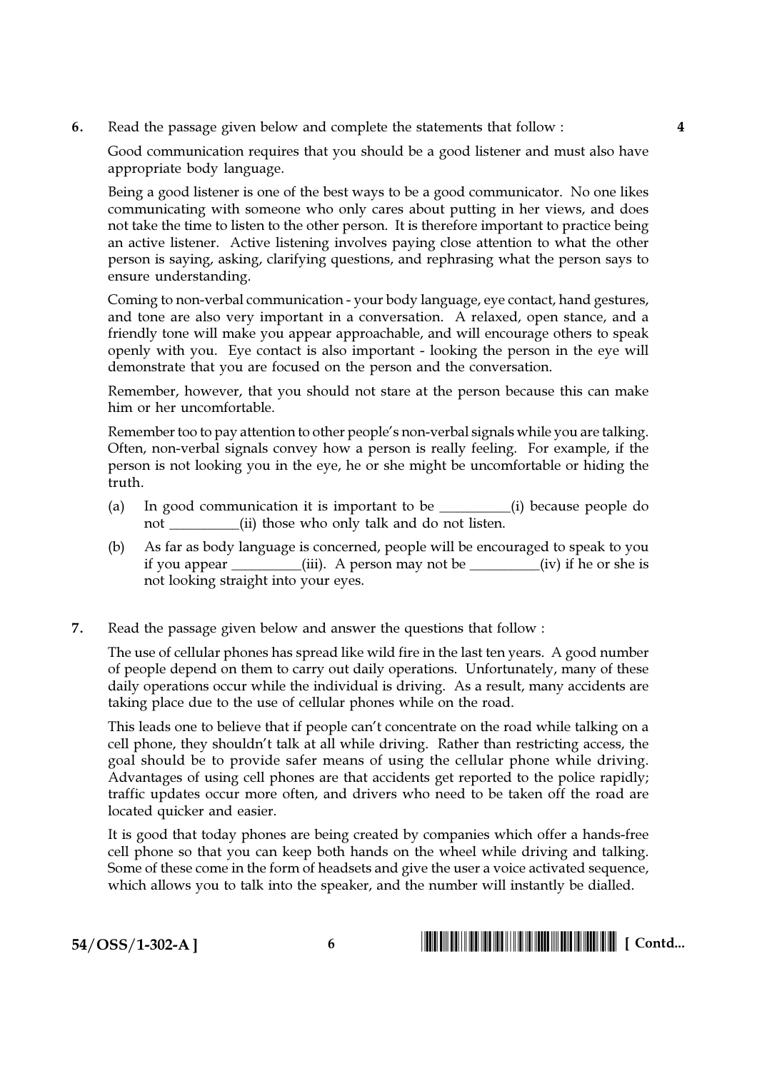6. Read the passage given below and complete the statements that follow : **4**

Good communication requires that you should be a good listener and must also have appropriate body language.

Being a good listener is one of the best ways to be a good communicator. No one likes communicating with someone who only cares about putting in her views, and does not take the time to listen to the other person. It is therefore important to practice being an active listener. Active listening involves paying close attention to what the other person is saying, asking, clarifying questions, and rephrasing what the person says to ensure understanding.

Coming to non-verbal communication - your body language, eye contact, hand gestures, and tone are also very important in a conversation. A relaxed, open stance, and a friendly tone will make you appear approachable, and will encourage others to speak openly with you. Eye contact is also important - looking the person in the eye will demonstrate that you are focused on the person and the conversation.

Remember, however, that you should not stare at the person because this can make him or her uncomfortable.

Remember too to pay attention to other people's non-verbal signals while you are talking. Often, non-verbal signals convey how a person is really feeling. For example, if the person is not looking you in the eye, he or she might be uncomfortable or hiding the truth.

(a) In good communication it is important to be __________(i) because people do not __________(ii) those who only talk and do not listen.

(b) As far as body language is concerned, people will be encouraged to speak to you if you appear __________(iii). A person may not be __________(iv) if he or she is not looking straight into your eyes.

7. Read the passage given below and answer the questions that follow :

The use of cellular phones has spread like wild fire in the last ten years. A good number of people depend on them to carry out daily operations. Unfortunately, many of these daily operations occur while the individual is driving. As a result, many accidents are taking place due to the use of cellular phones while on the road.

This leads one to believe that if people can't concentrate on the road while talking on a cell phone, they shouldn't talk at all while driving. Rather than restricting access, the goal should be to provide safer means of using the cellular phone while driving. Advantages of using cell phones are that accidents get reported to the police rapidly; traffic updates occur more often, and drivers who need to be taken off the road are located quicker and easier.

It is good that today phones are being created by companies which offer a hands-free cell phone so that you can keep both hands on the wheel while driving and talking. Some of these come in the form of headsets and give the user a voice activated sequence, which allows you to talk into the speaker, and the number will instantly be dialled.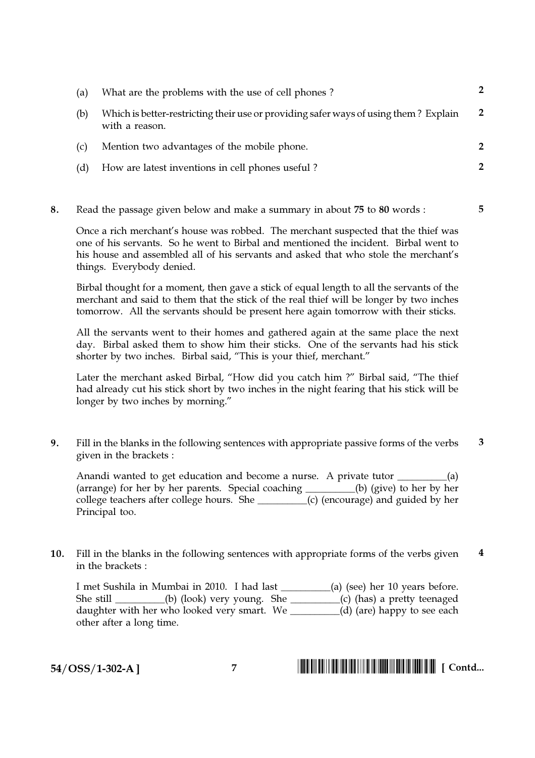(a) What are the problems with the use of cell phones ? **2**

(b) Which is better-restricting their use or providing safer ways of using them ? Explain with a reason. **2**

(c) Mention two advantages of the mobile phone. **2**

(d) How are latest inventions in cell phones useful ? **2**

**8.** Read the passage given below and make a summary in about **75** to **80** words : **5**

Once a rich merchant's house was robbed. The merchant suspected that the thief was one of his servants. So he went to Birbal and mentioned the incident. Birbal went to his house and assembled all of his servants and asked that who stole the merchant's things. Everybody denied.

Birbal thought for a moment, then gave a stick of equal length to all the servants of the merchant and said to them that the stick of the real thief will be longer by two inches tomorrow. All the servants should be present here again tomorrow with their sticks.

All the servants went to their homes and gathered again at the same place the next day. Birbal asked them to show him their sticks. One of the servants had his stick shorter by two inches. Birbal said, "This is your thief, merchant."

Later the merchant asked Birbal, "How did you catch him ?" Birbal said, "The thief had already cut his stick short by two inches in the night fearing that his stick will be longer by two inches by morning."

**9.** Fill in the blanks in the following sentences with appropriate passive forms of the verbs given in the brackets : **3**

Anandi wanted to get education and become a nurse. A private tutor __________(a) (arrange) for her by her parents. Special coaching __________(b) (give) to her by her college teachers after college hours. She __________(c) (encourage) and guided by her Principal too.

**10.** Fill in the blanks in the following sentences with appropriate forms of the verbs given in the brackets : **4**

I met Sushila in Mumbai in 2010. I had last __________(a) (see) her 10 years before. She still __________(b) (look) very young. She __________(c) (has) a pretty teenaged daughter with her who looked very smart. We __________(d) (are) happy to see each other after a long time.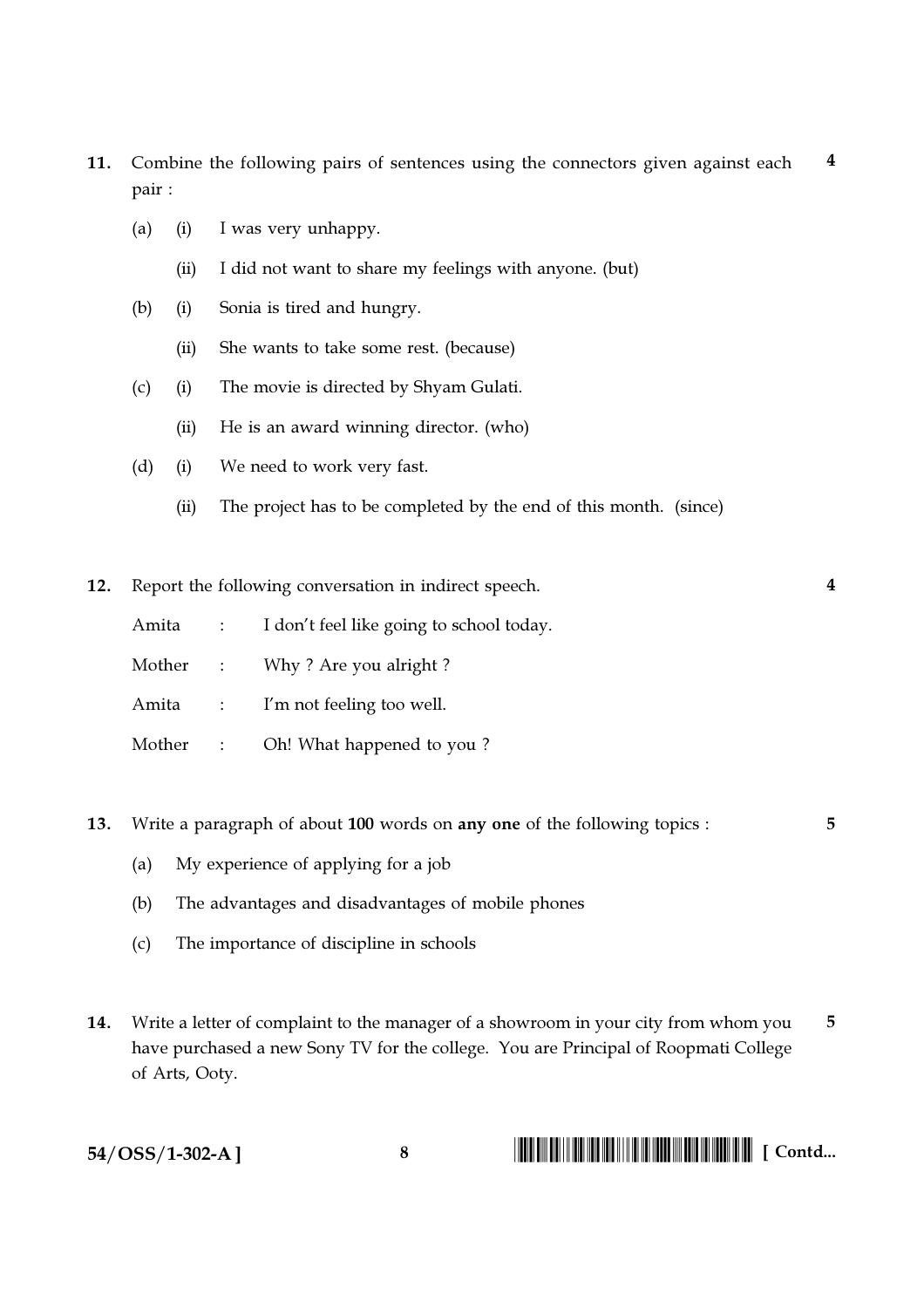**11.** Combine the following pairs of sentences using the connectors given against each pair : **4**

(a) (i) I was very unhappy.

(ii) I did not want to share my feelings with anyone. (but)

(b) (i) Sonia is tired and hungry.

(ii) She wants to take some rest. (because)

(c) (i) The movie is directed by Shyam Gulati.

(ii) He is an award winning director. (who)

(d) (i) We need to work very fast.

(ii) The project has to be completed by the end of this month. (since)

**12.** Report the following conversation in indirect speech. **4**

| | | |
|---|---|---|
| Amita | : | I don't feel like going to school today. |
| Mother | : | Why ? Are you alright ? |
| Amita | : | I'm not feeling too well. |
| Mother | : | Oh! What happened to you ? |

**13.** Write a paragraph of about **100** words on **any one** of the following topics : **5**

(a) My experience of applying for a job

(b) The advantages and disadvantages of mobile phones

(c) The importance of discipline in schools

**14.** Write a letter of complaint to the manager of a showroom in your city from whom you have purchased a new Sony TV for the college. You are Principal of Roopmati College of Arts, Ooty. **5**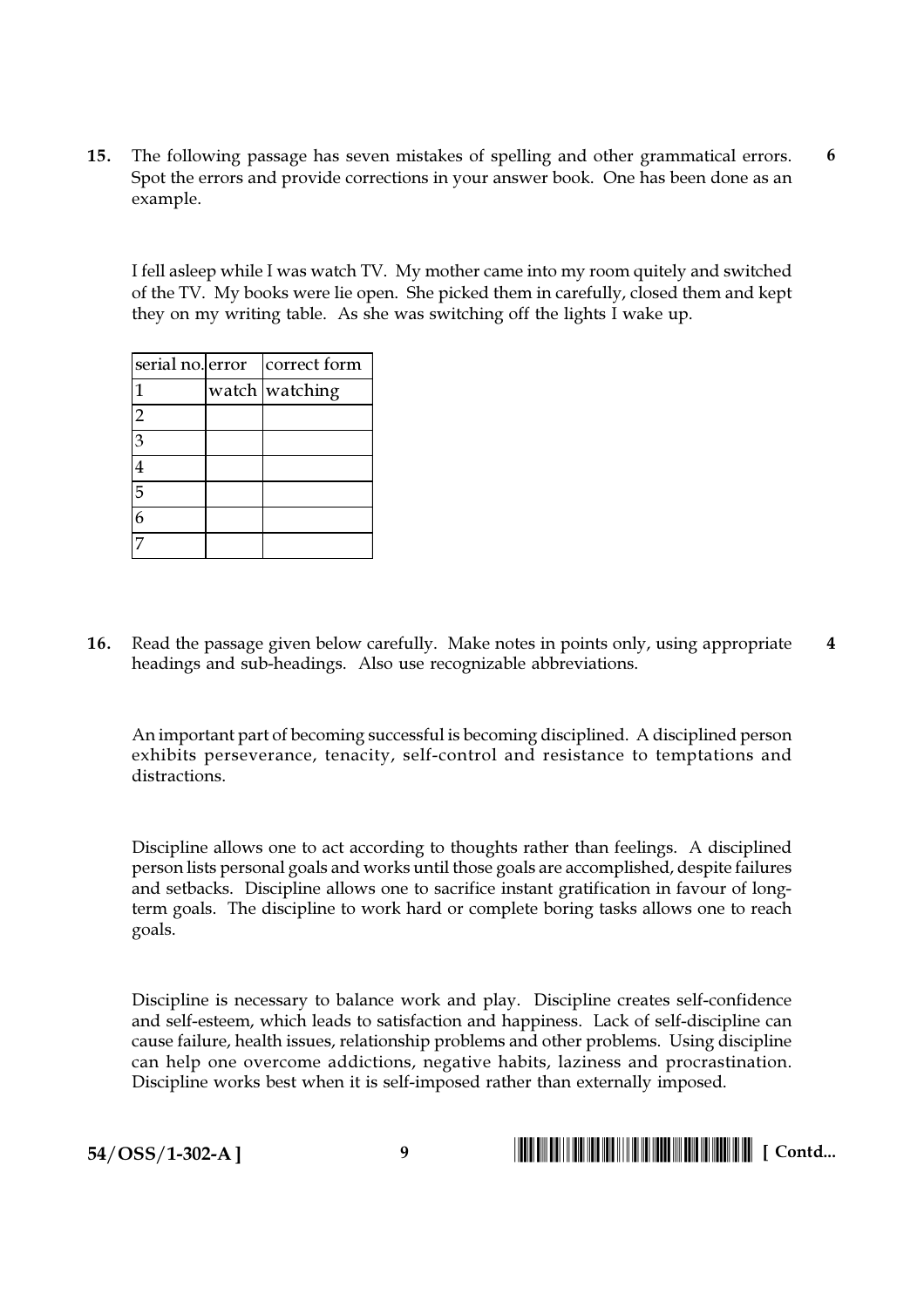**15.** The following passage has seven mistakes of spelling and other grammatical errors. Spot the errors and provide corrections in your answer book. One has been done as an example. **6**

I fell asleep while I was watch TV. My mother came into my room quitely and switched of the TV. My books were lie open. She picked them in carefully, closed them and kept they on my writing table. As she was switching off the lights I wake up.

| serial no. | error | correct form |
|---|---|---|
| 1 | watch | watching |
| 2 | | |
| 3 | | |
| 4 | | |
| 5 | | |
| 6 | | |
| 7 | | |

**16.** Read the passage given below carefully. Make notes in points only, using appropriate headings and sub-headings. Also use recognizable abbreviations. **4**

An important part of becoming successful is becoming disciplined. A disciplined person exhibits perseverance, tenacity, self-control and resistance to temptations and distractions.

Discipline allows one to act according to thoughts rather than feelings. A disciplined person lists personal goals and works until those goals are accomplished, despite failures and setbacks. Discipline allows one to sacrifice instant gratification in favour of long-term goals. The discipline to work hard or complete boring tasks allows one to reach goals.

Discipline is necessary to balance work and play. Discipline creates self-confidence and self-esteem, which leads to satisfaction and happiness. Lack of self-discipline can cause failure, health issues, relationship problems and other problems. Using discipline can help one overcome addictions, negative habits, laziness and procrastination. Discipline works best when it is self-imposed rather than externally imposed.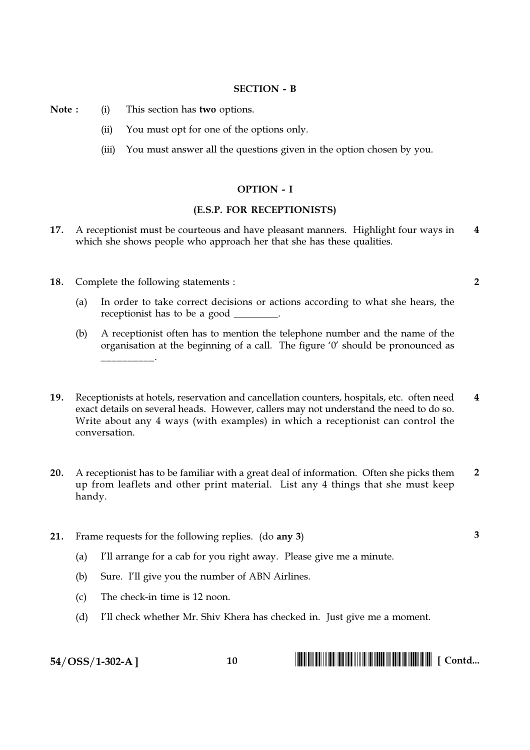## SECTION - B

**Note :** (i) This section has **two** options.

(ii) You must opt for one of the options only.

(iii) You must answer all the questions given in the option chosen by you.

### OPTION - I

### (E.S.P. FOR RECEPTIONISTS)

**17.** A receptionist must be courteous and have pleasant manners. Highlight four ways in which she shows people who approach her that she has these qualities. **4**

**18.** Complete the following statements : **2**

(a) In order to take correct decisions or actions according to what she hears, the receptionist has to be a good ________.

(b) A receptionist often has to mention the telephone number and the name of the organisation at the beginning of a call. The figure '0' should be pronounced as __________.

**19.** Receptionists at hotels, reservation and cancellation counters, hospitals, etc. often need exact details on several heads. However, callers may not understand the need to do so. Write about any 4 ways (with examples) in which a receptionist can control the conversation. **4**

**20.** A receptionist has to be familiar with a great deal of information. Often she picks them up from leaflets and other print material. List any 4 things that she must keep handy. **2**

**21.** Frame requests for the following replies. (do **any 3**) **3**

(a) I'll arrange for a cab for you right away. Please give me a minute.

(b) Sure. I'll give you the number of ABN Airlines.

(c) The check-in time is 12 noon.

(d) I'll check whether Mr. Shiv Khera has checked in. Just give me a moment.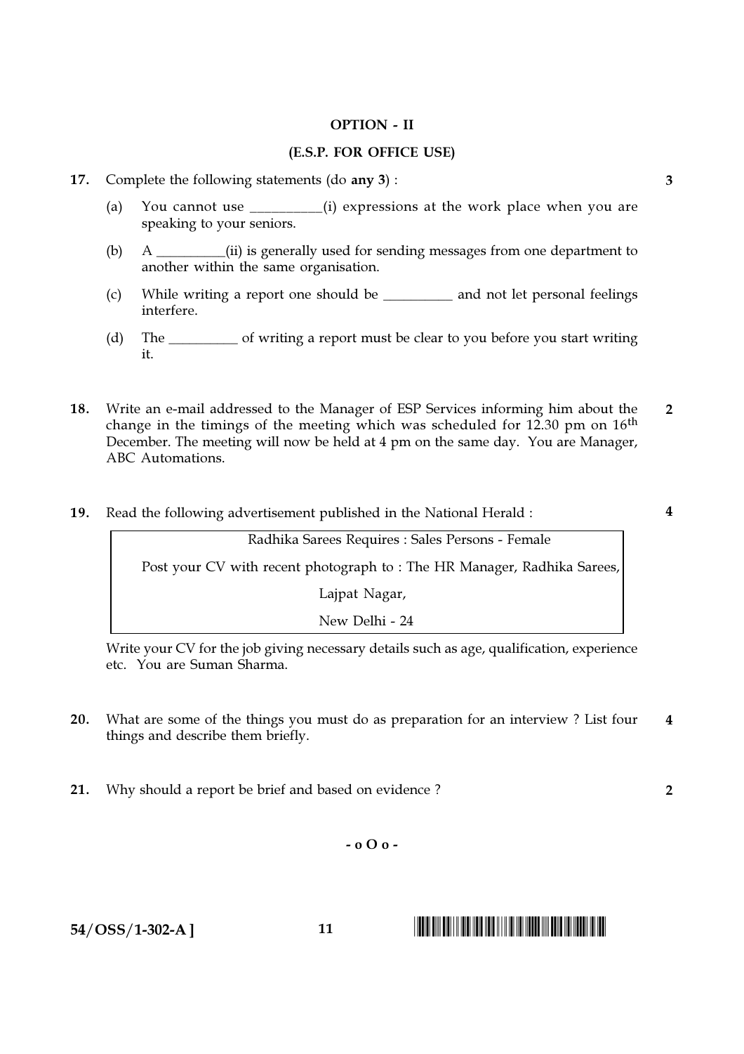**OPTION - II**

**(E.S.P. FOR OFFICE USE)**

17. Complete the following statements (do **any 3**) : 3

(a) You cannot use __________(i) expressions at the work place when you are speaking to your seniors.

(b) A __________(ii) is generally used for sending messages from one department to another within the same organisation.

(c) While writing a report one should be __________ and not let personal feelings interfere.

(d) The __________ of writing a report must be clear to you before you start writing it.

18. Write an e-mail addressed to the Manager of ESP Services informing him about the change in the timings of the meeting which was scheduled for 12.30 pm on 16th December. The meeting will now be held at 4 pm on the same day. You are Manager, ABC Automations. 2

19. Read the following advertisement published in the National Herald : 4

> Radhika Sarees Requires : Sales Persons - Female
>
> Post your CV with recent photograph to : The HR Manager, Radhika Sarees,
>
> Lajpat Nagar,
>
> New Delhi - 24

Write your CV for the job giving necessary details such as age, qualification, experience etc. You are Suman Sharma.

20. What are some of the things you must do as preparation for an interview ? List four things and describe them briefly. 4

21. Why should a report be brief and based on evidence ? 2

- o O o -